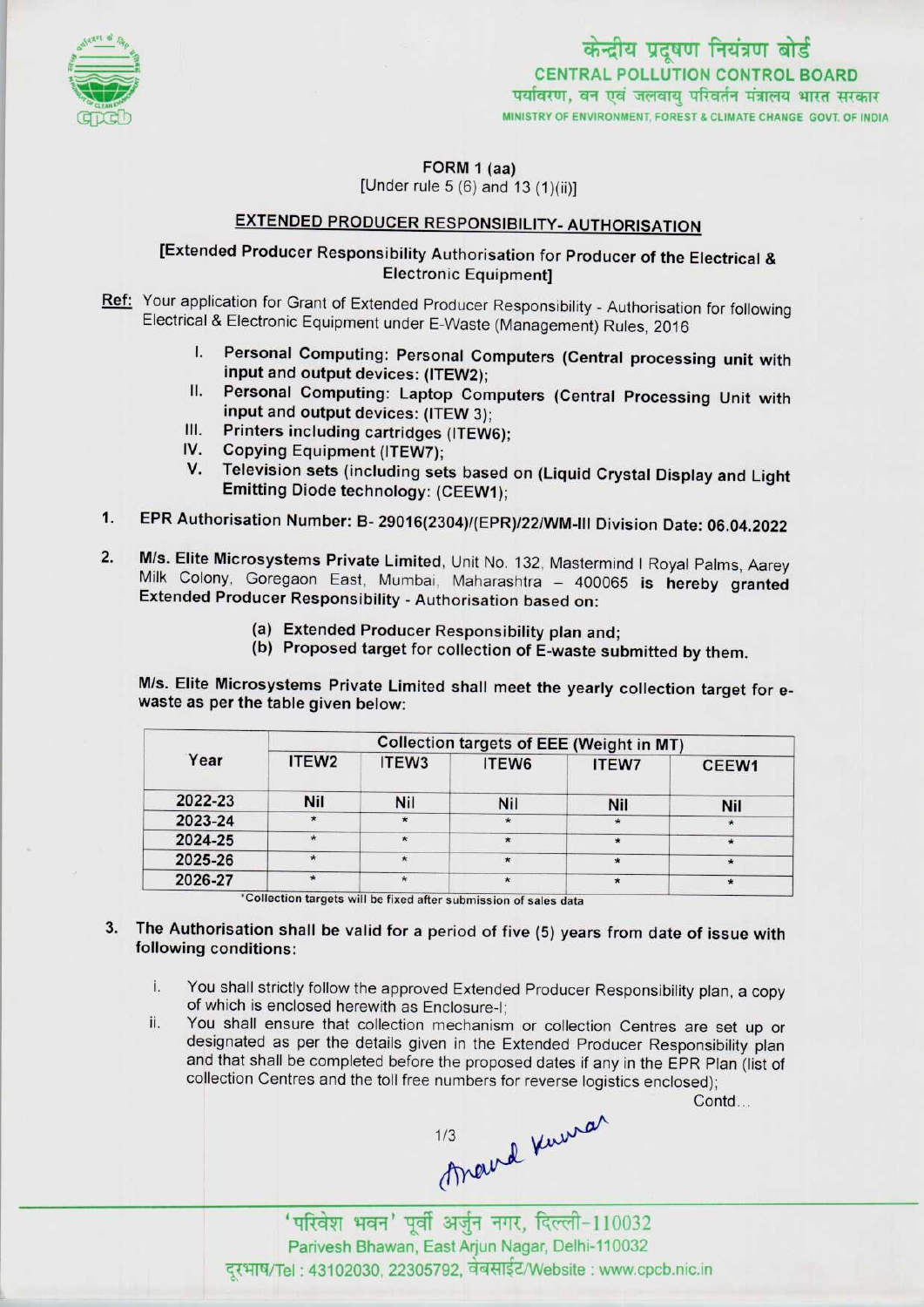केन्द्रीय प्रदूषण नियंत्रण बोर्ड
CENTRAL POLLUTION CONTROL BOARD
पर्यावरण, वन एवं जलवायु परिवर्तन मंत्रालय भारत सरकार
MINISTRY OF ENVIRONMENT, FOREST & CLIMATE CHANGE GOVT. OF INDIA

**FORM 1 (aa)**
[Under rule 5 (6) and 13 (1)(ii)]

## EXTENDED PRODUCER RESPONSIBILITY- AUTHORISATION

**[Extended Producer Responsibility Authorisation for Producer of the Electrical & Electronic Equipment]**

Ref: Your application for Grant of Extended Producer Responsibility - Authorisation for following Electrical & Electronic Equipment under E-Waste (Management) Rules, 2016

I. Personal Computing: Personal Computers (Central processing unit with input and output devices: (ITEW2);
II. Personal Computing: Laptop Computers (Central Processing Unit with input and output devices: (ITEW 3);
III. Printers including cartridges (ITEW6);
IV. Copying Equipment (ITEW7);
V. Television sets (including sets based on (Liquid Crystal Display and Light Emitting Diode technology: (CEEW1);

1. EPR Authorisation Number: B- 29016(2304)/(EPR)/22/WM-III Division Date: 06.04.2022

2. M/s. Elite Microsystems Private Limited, Unit No. 132, Mastermind I Royal Palms, Aarey Milk Colony, Goregaon East, Mumbai, Maharashtra – 400065 is hereby granted Extended Producer Responsibility - Authorisation based on:

(a) Extended Producer Responsibility plan and;
(b) Proposed target for collection of E-waste submitted by them.

M/s. Elite Microsystems Private Limited shall meet the yearly collection target for e-waste as per the table given below:

| Year | Collection targets of EEE (Weight in MT) | | | | |
|---|---|---|---|---|---|
| | ITEW2 | ITEW3 | ITEW6 | ITEW7 | CEEW1 |
| 2022-23 | Nil | Nil | Nil | Nil | Nil |
| 2023-24 | * | * | * | * | * |
| 2024-25 | * | * | * | * | * |
| 2025-26 | * | * | * | * | * |
| 2026-27 | * | * | * | * | * |

*Collection targets will be fixed after submission of sales data

3. The Authorisation shall be valid for a period of five (5) years from date of issue with following conditions:

i. You shall strictly follow the approved Extended Producer Responsibility plan, a copy of which is enclosed herewith as Enclosure-I;
ii. You shall ensure that collection mechanism or collection Centres are set up or designated as per the details given in the Extended Producer Responsibility plan and that shall be completed before the proposed dates if any in the EPR Plan (list of collection Centres and the toll free numbers for reverse logistics enclosed);

Contd...

Anand Kumar

'परिवेश भवन' पूर्वी अर्जुन नगर, दिल्ली-110032
Parivesh Bhawan, East Arjun Nagar, Delhi-110032
दूरभाष/Tel : 43102030, 22305792, वेबसाईट/Website : www.cpcb.nic.in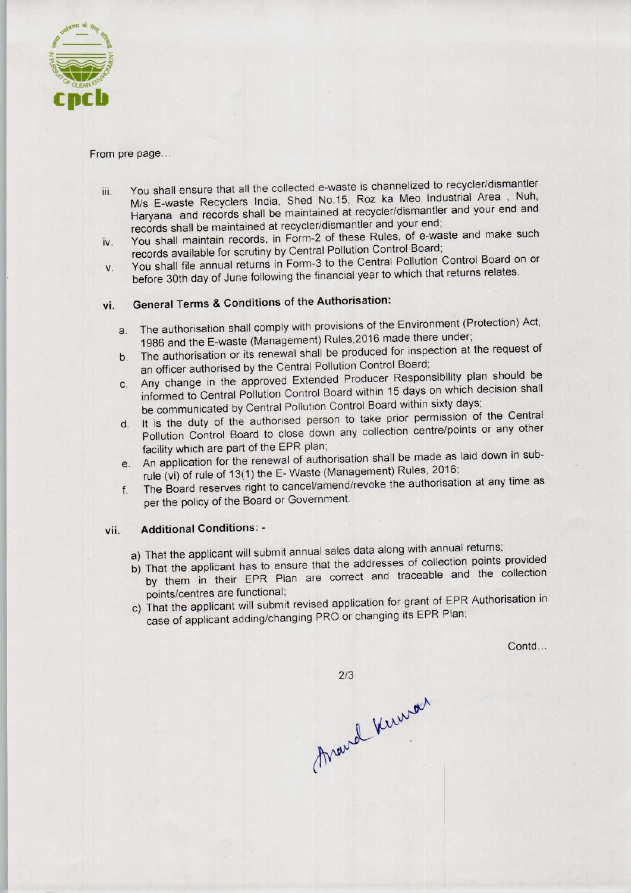From pre page...

iii. You shall ensure that all the collected e-waste is channelized to recycler/dismantler M/s E-waste Recyclers India, Shed No.15, Roz ka Meo Industrial Area , Nuh, Haryana and records shall be maintained at recycler/dismantler and your end and records shall be maintained at recycler/dismantler and your end;

iv. You shall maintain records, in Form-2 of these Rules, of e-waste and make such records available for scrutiny by Central Pollution Control Board;

v. You shall file annual returns in Form-3 to the Central Pollution Control Board on or before 30th day of June following the financial year to which that returns relates.

vi. **General Terms & Conditions of the Authorisation:**

   a. The authorisation shall comply with provisions of the Environment (Protection) Act, 1986 and the E-waste (Management) Rules,2016 made there under;
   b. The authorisation or its renewal shall be produced for inspection at the request of an officer authorised by the Central Pollution Control Board;
   c. Any change in the approved Extended Producer Responsibility plan should be informed to Central Pollution Control Board within 15 days on which decision shall be communicated by Central Pollution Control Board within sixty days;
   d. It is the duty of the authorised person to take prior permission of the Central Pollution Control Board to close down any collection centre/points or any other facility which are part of the EPR plan;
   e. An application for the renewal of authorisation shall be made as laid down in sub-rule (vi) of rule of 13(1) the E- Waste (Management) Rules, 2016;
   f. The Board reserves right to cancel/amend/revoke the authorisation at any time as per the policy of the Board or Government.

vii. **Additional Conditions: -**

   a) That the applicant will submit annual sales data along with annual returns;
   b) That the applicant has to ensure that the addresses of collection points provided by them in their EPR Plan are correct and traceable and the collection points/centres are functional;
   c) That the applicant will submit revised application for grant of EPR Authorisation in case of applicant adding/changing PRO or changing its EPR Plan;

Contd...

Anand Kumar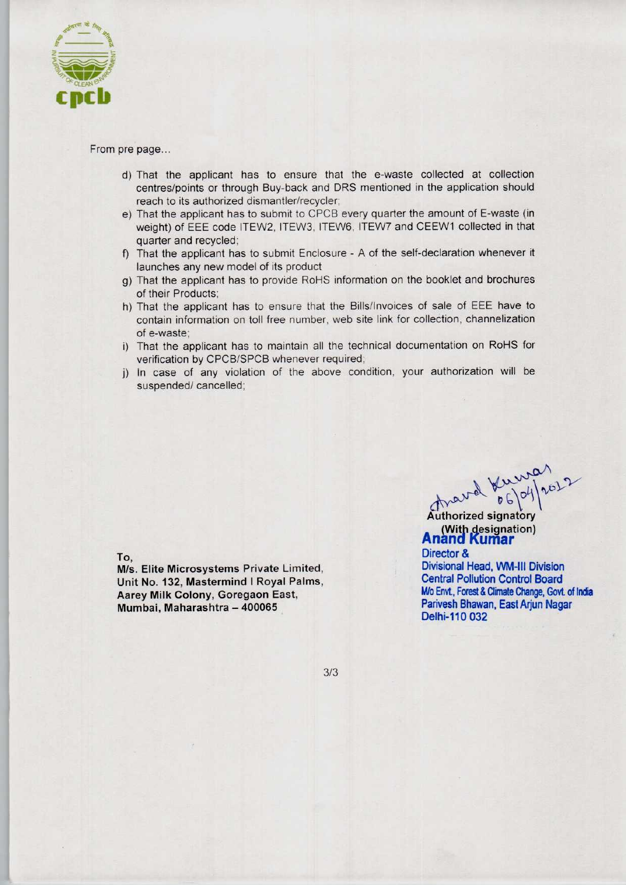From pre page...

d) That the applicant has to ensure that the e-waste collected at collection centres/points or through Buy-back and DRS mentioned in the application should reach to its authorized dismantler/recycler;

e) That the applicant has to submit to CPCB every quarter the amount of E-waste (in weight) of EEE code ITEW2, ITEW3, ITEW6, ITEW7 and CEEW1 collected in that quarter and recycled;

f) That the applicant has to submit Enclosure - A of the self-declaration whenever it launches any new model of its product

g) That the applicant has to provide RoHS information on the booklet and brochures of their Products;

h) That the applicant has to ensure that the Bills/Invoices of sale of EEE have to contain information on toll free number, web site link for collection, channelization of e-waste;

i) That the applicant has to maintain all the technical documentation on RoHS for verification by CPCB/SPCB whenever required;

j) In case of any violation of the above condition, your authorization will be suspended/ cancelled;

Anand Kumar 06/04/2022

Authorized signatory
(With designation)
**Anand Kumar**
Director &
Divisional Head, WM-III Division
Central Pollution Control Board
M/o Envt., Forest & Climate Change, Govt. of India
Parivesh Bhawan, East Arjun Nagar
Delhi-110 032

To,
**M/s. Elite Microsystems Private Limited,**
**Unit No. 132, Mastermind I Royal Palms,**
**Aarey Milk Colony, Goregaon East,**
**Mumbai, Maharashtra – 400065**